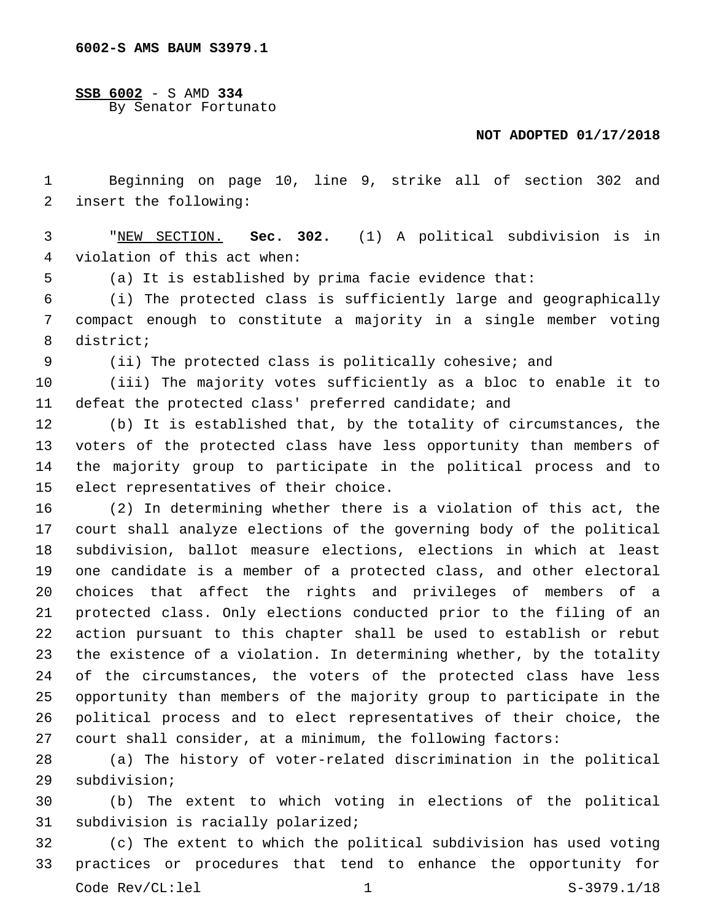**6002-S AMS BAUM S3979.1**

**SSB 6002** - S AMD **334**
By Senator Fortunato

**NOT ADOPTED 01/17/2018**

Beginning on page 10, line 9, strike all of section 302 and insert the following:

"NEW SECTION. **Sec. 302.** (1) A political subdivision is in violation of this act when:

(a) It is established by prima facie evidence that:

(i) The protected class is sufficiently large and geographically compact enough to constitute a majority in a single member voting district;

(ii) The protected class is politically cohesive; and

(iii) The majority votes sufficiently as a bloc to enable it to defeat the protected class' preferred candidate; and

(b) It is established that, by the totality of circumstances, the voters of the protected class have less opportunity than members of the majority group to participate in the political process and to elect representatives of their choice.

(2) In determining whether there is a violation of this act, the court shall analyze elections of the governing body of the political subdivision, ballot measure elections, elections in which at least one candidate is a member of a protected class, and other electoral choices that affect the rights and privileges of members of a protected class. Only elections conducted prior to the filing of an action pursuant to this chapter shall be used to establish or rebut the existence of a violation. In determining whether, by the totality of the circumstances, the voters of the protected class have less opportunity than members of the majority group to participate in the political process and to elect representatives of their choice, the court shall consider, at a minimum, the following factors:

(a) The history of voter-related discrimination in the political subdivision;

(b) The extent to which voting in elections of the political subdivision is racially polarized;

(c) The extent to which the political subdivision has used voting practices or procedures that tend to enhance the opportunity for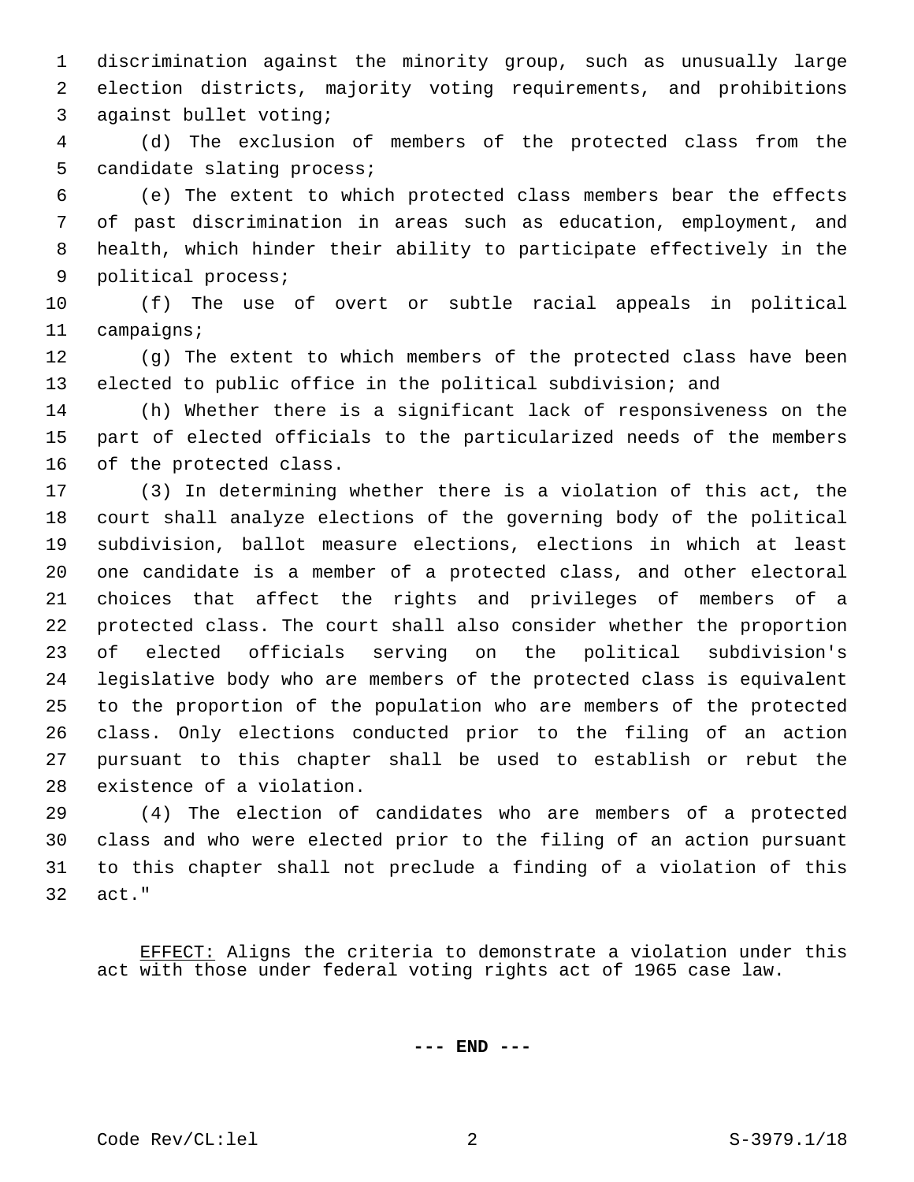discrimination against the minority group, such as unusually large election districts, majority voting requirements, and prohibitions against bullet voting;

(d) The exclusion of members of the protected class from the candidate slating process;

(e) The extent to which protected class members bear the effects of past discrimination in areas such as education, employment, and health, which hinder their ability to participate effectively in the political process;

(f) The use of overt or subtle racial appeals in political campaigns;

(g) The extent to which members of the protected class have been elected to public office in the political subdivision; and

(h) Whether there is a significant lack of responsiveness on the part of elected officials to the particularized needs of the members of the protected class.

(3) In determining whether there is a violation of this act, the court shall analyze elections of the governing body of the political subdivision, ballot measure elections, elections in which at least one candidate is a member of a protected class, and other electoral choices that affect the rights and privileges of members of a protected class. The court shall also consider whether the proportion of elected officials serving on the political subdivision's legislative body who are members of the protected class is equivalent to the proportion of the population who are members of the protected class. Only elections conducted prior to the filing of an action pursuant to this chapter shall be used to establish or rebut the existence of a violation.

(4) The election of candidates who are members of a protected class and who were elected prior to the filing of an action pursuant to this chapter shall not preclude a finding of a violation of this act."

EFFECT: Aligns the criteria to demonstrate a violation under this act with those under federal voting rights act of 1965 case law.

**--- END ---**